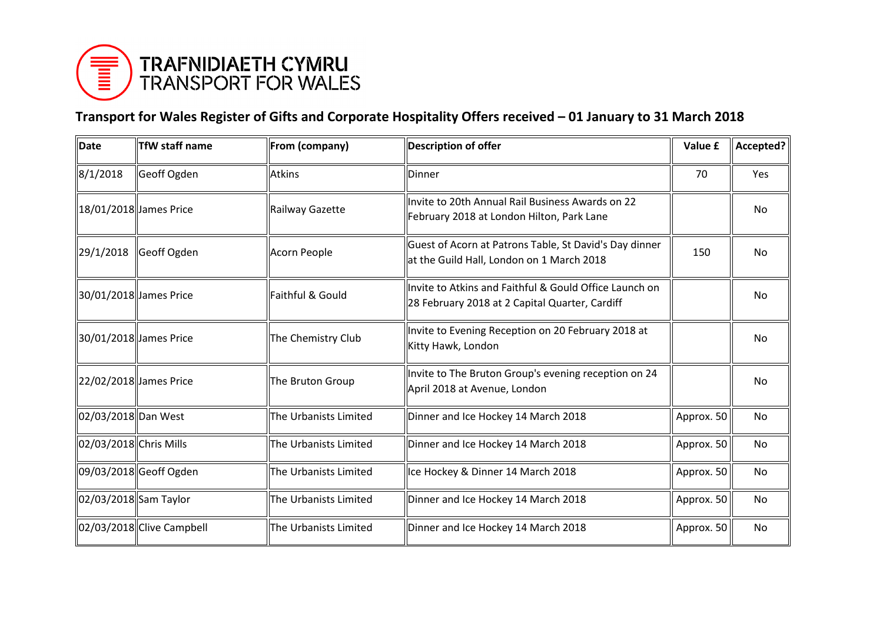TRAFNIDIAETH CYMRU
TRANSPORT FOR WALES

## Transport for Wales Register of Gifts and Corporate Hospitality Offers received – 01 January to 31 March 2018

| Date | TfW staff name | From (company) | Description of offer | Value £ | Accepted? |
|---|---|---|---|---|---|
| 8/1/2018 | Geoff Ogden | Atkins | Dinner | 70 | Yes |
| 18/01/2018 | James Price | Railway Gazette | Invite to 20th Annual Rail Business Awards on 22 February 2018 at London Hilton, Park Lane | | No |
| 29/1/2018 | Geoff Ogden | Acorn People | Guest of Acorn at Patrons Table, St David's Day dinner at the Guild Hall, London on 1 March 2018 | 150 | No |
| 30/01/2018 | James Price | Faithful & Gould | Invite to Atkins and Faithful & Gould Office Launch on 28 February 2018 at 2 Capital Quarter, Cardiff | | No |
| 30/01/2018 | James Price | The Chemistry Club | Invite to Evening Reception on 20 February 2018 at Kitty Hawk, London | | No |
| 22/02/2018 | James Price | The Bruton Group | Invite to The Bruton Group's evening reception on 24 April 2018 at Avenue, London | | No |
| 02/03/2018 | Dan West | The Urbanists Limited | Dinner and Ice Hockey 14 March 2018 | Approx. 50 | No |
| 02/03/2018 | Chris Mills | The Urbanists Limited | Dinner and Ice Hockey 14 March 2018 | Approx. 50 | No |
| 09/03/2018 | Geoff Ogden | The Urbanists Limited | Ice Hockey & Dinner 14 March 2018 | Approx. 50 | No |
| 02/03/2018 | Sam Taylor | The Urbanists Limited | Dinner and Ice Hockey 14 March 2018 | Approx. 50 | No |
| 02/03/2018 | Clive Campbell | The Urbanists Limited | Dinner and Ice Hockey 14 March 2018 | Approx. 50 | No |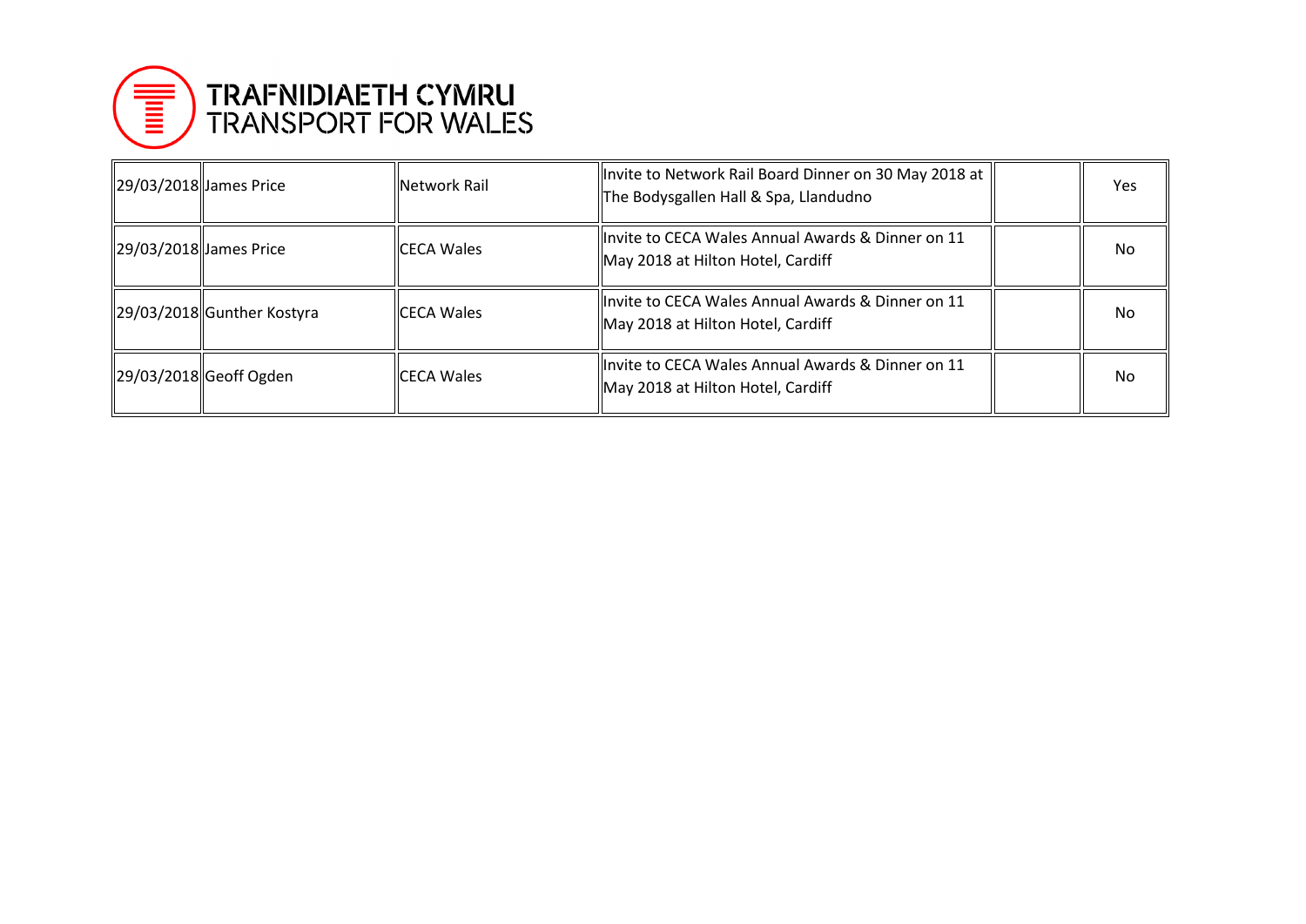TRAFNIDIAETH CYMRU
TRANSPORT FOR WALES

| | | | | | |
|---|---|---|---|---|---|
| 29/03/2018 | James Price | Network Rail | Invite to Network Rail Board Dinner on 30 May 2018 at The Bodysgallen Hall & Spa, Llandudno | | Yes |
| 29/03/2018 | James Price | CECA Wales | Invite to CECA Wales Annual Awards & Dinner on 11 May 2018 at Hilton Hotel, Cardiff | | No |
| 29/03/2018 | Gunther Kostyra | CECA Wales | Invite to CECA Wales Annual Awards & Dinner on 11 May 2018 at Hilton Hotel, Cardiff | | No |
| 29/03/2018 | Geoff Ogden | CECA Wales | Invite to CECA Wales Annual Awards & Dinner on 11 May 2018 at Hilton Hotel, Cardiff | | No |